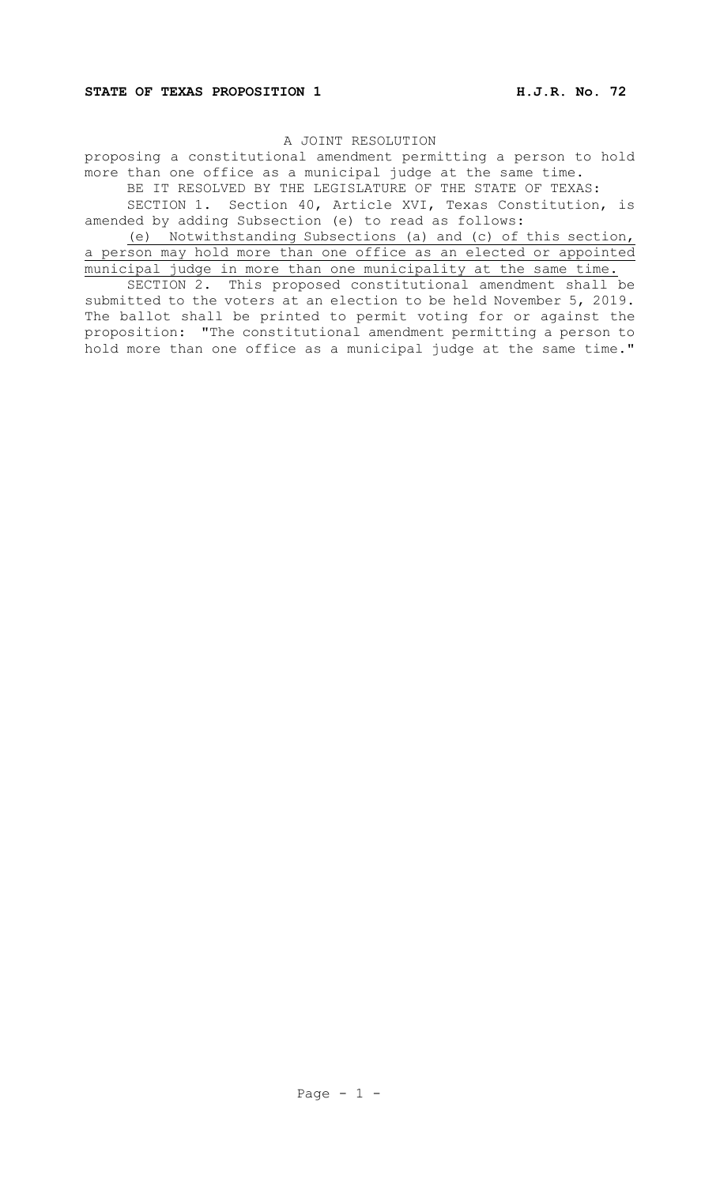**STATE OF TEXAS PROPOSITION 1** **H.J.R. No. 72**

A JOINT RESOLUTION

proposing a constitutional amendment permitting a person to hold more than one office as a municipal judge at the same time.

BE IT RESOLVED BY THE LEGISLATURE OF THE STATE OF TEXAS:

SECTION 1. Section 40, Article XVI, Texas Constitution, is amended by adding Subsection (e) to read as follows:

(e) Notwithstanding Subsections (a) and (c) of this section, a person may hold more than one office as an elected or appointed municipal judge in more than one municipality at the same time.

SECTION 2. This proposed constitutional amendment shall be submitted to the voters at an election to be held November 5, 2019. The ballot shall be printed to permit voting for or against the proposition: "The constitutional amendment permitting a person to hold more than one office as a municipal judge at the same time."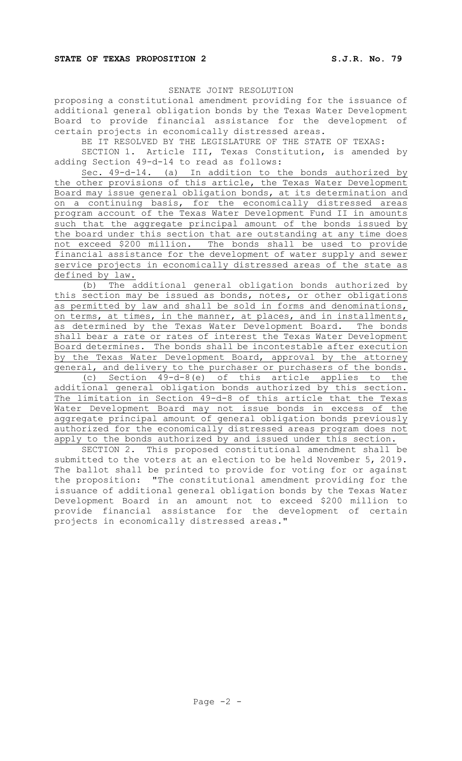**STATE OF TEXAS PROPOSITION 2** **S.J.R. No. 79**

SENATE JOINT RESOLUTION

proposing a constitutional amendment providing for the issuance of additional general obligation bonds by the Texas Water Development Board to provide financial assistance for the development of certain projects in economically distressed areas.

BE IT RESOLVED BY THE LEGISLATURE OF THE STATE OF TEXAS:

SECTION 1. Article III, Texas Constitution, is amended by adding Section 49-d-14 to read as follows:

Sec. 49-d-14. (a) In addition to the bonds authorized by the other provisions of this article, the Texas Water Development Board may issue general obligation bonds, at its determination and on a continuing basis, for the economically distressed areas program account of the Texas Water Development Fund II in amounts such that the aggregate principal amount of the bonds issued by the board under this section that are outstanding at any time does not exceed $200 million. The bonds shall be used to provide financial assistance for the development of water supply and sewer service projects in economically distressed areas of the state as defined by law.

(b) The additional general obligation bonds authorized by this section may be issued as bonds, notes, or other obligations as permitted by law and shall be sold in forms and denominations, on terms, at times, in the manner, at places, and in installments, as determined by the Texas Water Development Board. The bonds shall bear a rate or rates of interest the Texas Water Development Board determines. The bonds shall be incontestable after execution by the Texas Water Development Board, approval by the attorney general, and delivery to the purchaser or purchasers of the bonds.

(c) Section 49-d-8(e) of this article applies to the additional general obligation bonds authorized by this section. The limitation in Section 49-d-8 of this article that the Texas Water Development Board may not issue bonds in excess of the aggregate principal amount of general obligation bonds previously authorized for the economically distressed areas program does not apply to the bonds authorized by and issued under this section.

SECTION 2. This proposed constitutional amendment shall be submitted to the voters at an election to be held November 5, 2019. The ballot shall be printed to provide for voting for or against the proposition: "The constitutional amendment providing for the issuance of additional general obligation bonds by the Texas Water Development Board in an amount not to exceed $200 million to provide financial assistance for the development of certain projects in economically distressed areas."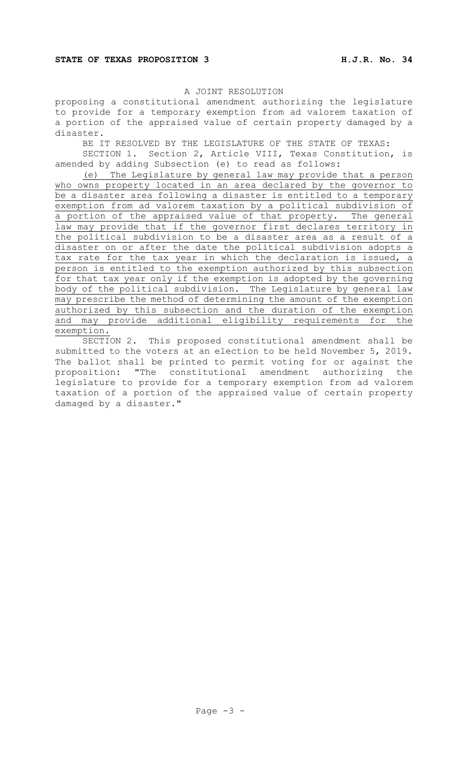**STATE OF TEXAS PROPOSITION 3** **H.J.R. No. 34**

A JOINT RESOLUTION

proposing a constitutional amendment authorizing the legislature to provide for a temporary exemption from ad valorem taxation of a portion of the appraised value of certain property damaged by a disaster.

BE IT RESOLVED BY THE LEGISLATURE OF THE STATE OF TEXAS:

SECTION 1. Section 2, Article VIII, Texas Constitution, is amended by adding Subsection (e) to read as follows:

<u>(e) The Legislature by general law may provide that a person who owns property located in an area declared by the governor to be a disaster area following a disaster is entitled to a temporary exemption from ad valorem taxation by a political subdivision of a portion of the appraised value of that property. The general law may provide that if the governor first declares territory in the political subdivision to be a disaster area as a result of a disaster on or after the date the political subdivision adopts a tax rate for the tax year in which the declaration is issued, a person is entitled to the exemption authorized by this subsection for that tax year only if the exemption is adopted by the governing body of the political subdivision. The Legislature by general law may prescribe the method of determining the amount of the exemption authorized by this subsection and the duration of the exemption and may provide additional eligibility requirements for the exemption.</u>

SECTION 2. This proposed constitutional amendment shall be submitted to the voters at an election to be held November 5, 2019. The ballot shall be printed to permit voting for or against the proposition: "The constitutional amendment authorizing the legislature to provide for a temporary exemption from ad valorem taxation of a portion of the appraised value of certain property damaged by a disaster."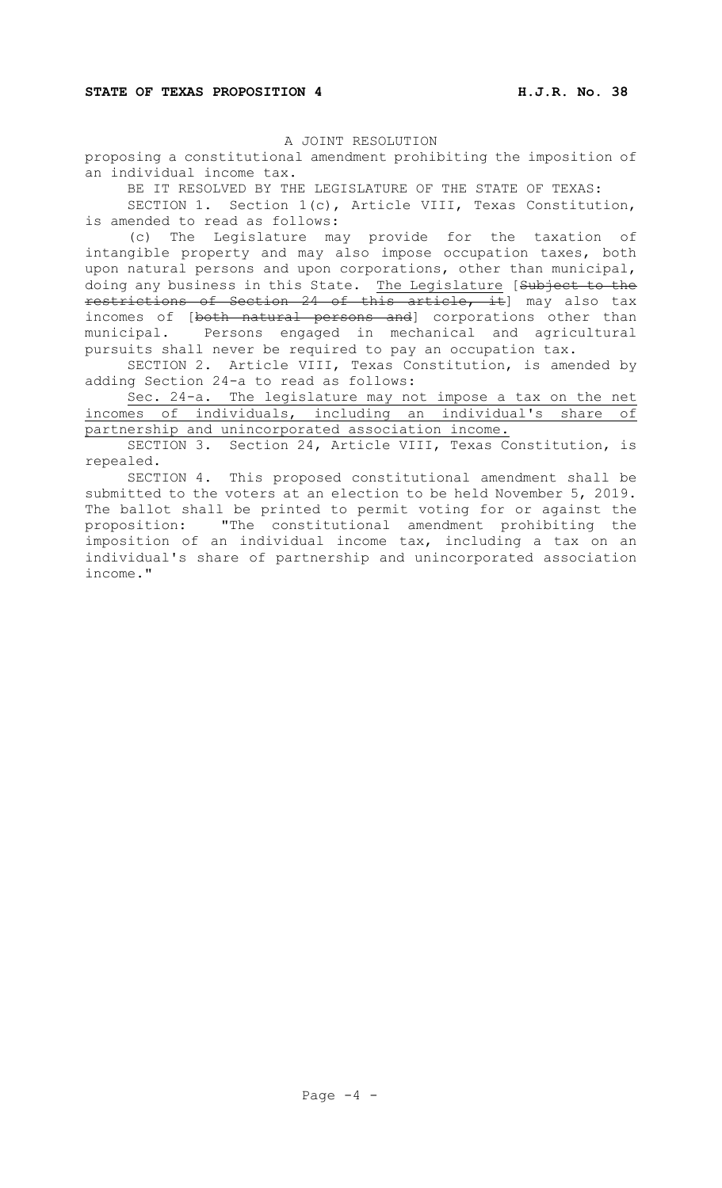**STATE OF TEXAS PROPOSITION 4** **H.J.R. No. 38**

A JOINT RESOLUTION

proposing a constitutional amendment prohibiting the imposition of an individual income tax.

BE IT RESOLVED BY THE LEGISLATURE OF THE STATE OF TEXAS:

SECTION 1. Section 1(c), Article VIII, Texas Constitution, is amended to read as follows:

(c) The Legislature may provide for the taxation of intangible property and may also impose occupation taxes, both upon natural persons and upon corporations, other than municipal, doing any business in this State. <u>The Legislature</u> [~~Subject to the restrictions of Section 24 of this article, it~~] may also tax incomes of [~~both natural persons and~~] corporations other than municipal. Persons engaged in mechanical and agricultural pursuits shall never be required to pay an occupation tax.

SECTION 2. Article VIII, Texas Constitution, is amended by adding Section 24-a to read as follows:

<u>Sec. 24-a. The legislature may not impose a tax on the net incomes of individuals, including an individual's share of partnership and unincorporated association income.</u>

SECTION 3. Section 24, Article VIII, Texas Constitution, is repealed.

SECTION 4. This proposed constitutional amendment shall be submitted to the voters at an election to be held November 5, 2019. The ballot shall be printed to permit voting for or against the proposition: "The constitutional amendment prohibiting the imposition of an individual income tax, including a tax on an individual's share of partnership and unincorporated association income."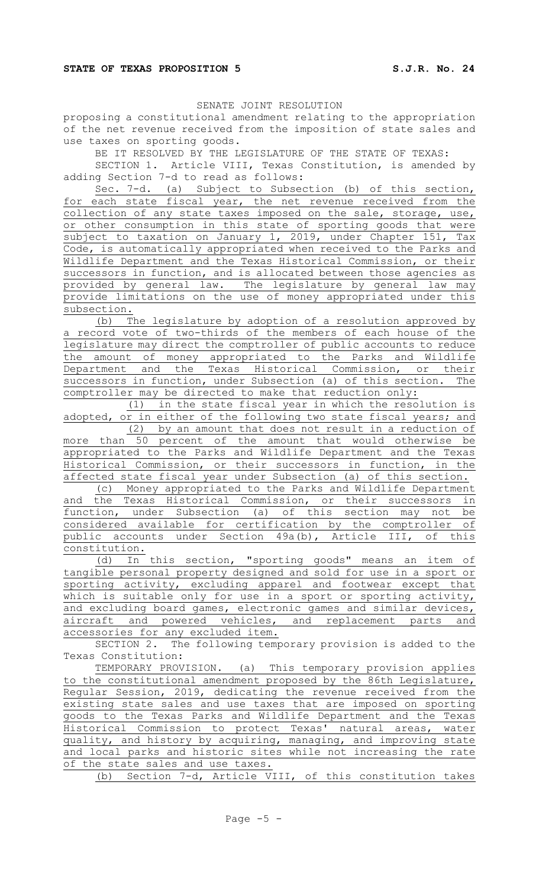**STATE OF TEXAS PROPOSITION 5** **S.J.R. No. 24**

SENATE JOINT RESOLUTION

proposing a constitutional amendment relating to the appropriation of the net revenue received from the imposition of state sales and use taxes on sporting goods.

BE IT RESOLVED BY THE LEGISLATURE OF THE STATE OF TEXAS:

SECTION 1. Article VIII, Texas Constitution, is amended by adding Section 7-d to read as follows:

Sec. 7-d. (a) Subject to Subsection (b) of this section, for each state fiscal year, the net revenue received from the collection of any state taxes imposed on the sale, storage, use, or other consumption in this state of sporting goods that were subject to taxation on January 1, 2019, under Chapter 151, Tax Code, is automatically appropriated when received to the Parks and Wildlife Department and the Texas Historical Commission, or their successors in function, and is allocated between those agencies as provided by general law. The legislature by general law may provide limitations on the use of money appropriated under this subsection.

(b) The legislature by adoption of a resolution approved by a record vote of two-thirds of the members of each house of the legislature may direct the comptroller of public accounts to reduce the amount of money appropriated to the Parks and Wildlife Department and the Texas Historical Commission, or their successors in function, under Subsection (a) of this section. The comptroller may be directed to make that reduction only:

(1) in the state fiscal year in which the resolution is adopted, or in either of the following two state fiscal years; and

(2) by an amount that does not result in a reduction of more than 50 percent of the amount that would otherwise be appropriated to the Parks and Wildlife Department and the Texas Historical Commission, or their successors in function, in the affected state fiscal year under Subsection (a) of this section.

(c) Money appropriated to the Parks and Wildlife Department and the Texas Historical Commission, or their successors in function, under Subsection (a) of this section may not be considered available for certification by the comptroller of public accounts under Section 49a(b), Article III, of this constitution.

(d) In this section, "sporting goods" means an item of tangible personal property designed and sold for use in a sport or sporting activity, excluding apparel and footwear except that which is suitable only for use in a sport or sporting activity, and excluding board games, electronic games and similar devices, aircraft and powered vehicles, and replacement parts and accessories for any excluded item.

SECTION 2. The following temporary provision is added to the Texas Constitution:

TEMPORARY PROVISION. (a) This temporary provision applies to the constitutional amendment proposed by the 86th Legislature, Regular Session, 2019, dedicating the revenue received from the existing state sales and use taxes that are imposed on sporting goods to the Texas Parks and Wildlife Department and the Texas Historical Commission to protect Texas' natural areas, water quality, and history by acquiring, managing, and improving state and local parks and historic sites while not increasing the rate of the state sales and use taxes.

(b) Section 7-d, Article VIII, of this constitution takes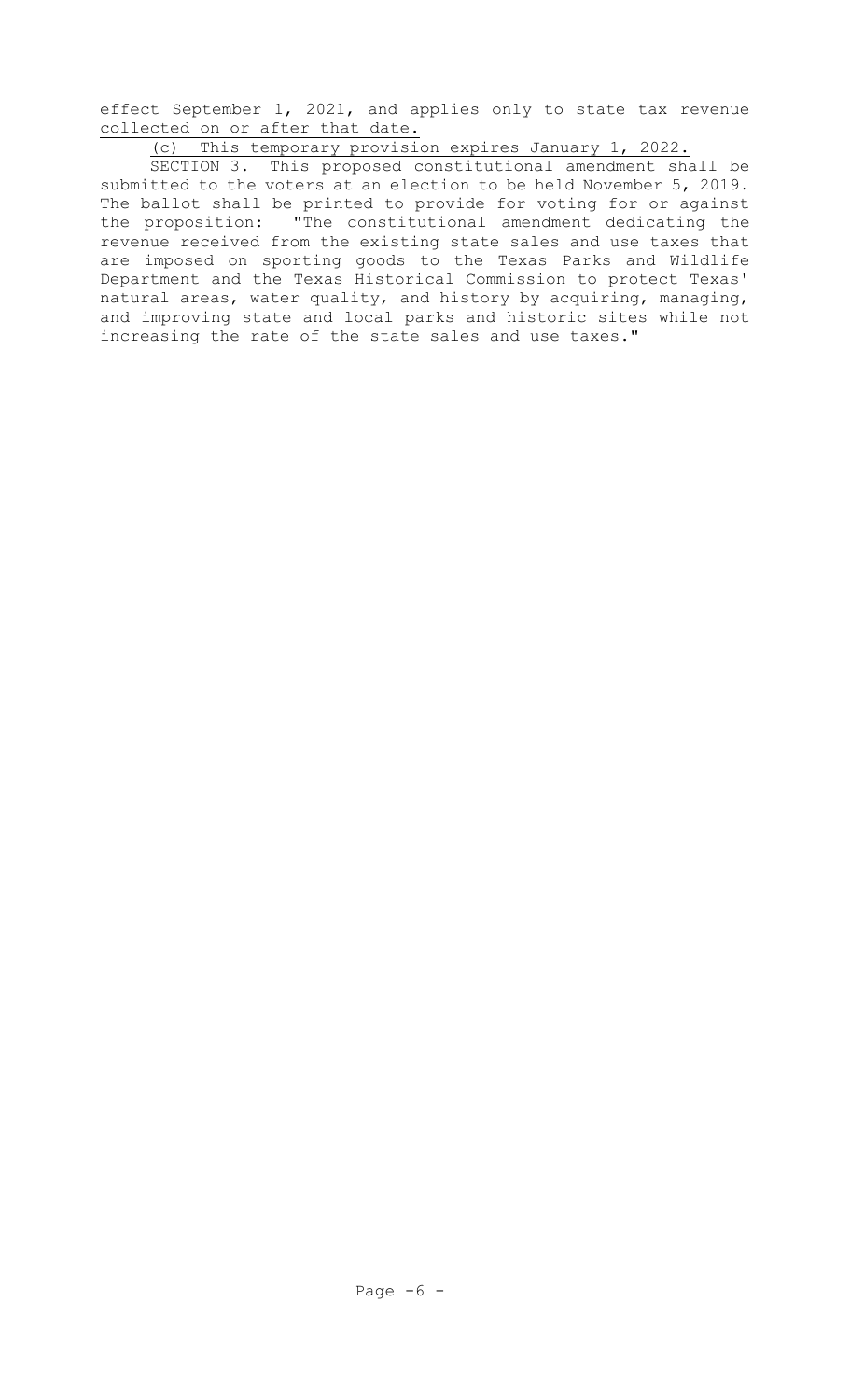effect September 1, 2021, and applies only to state tax revenue collected on or after that date.

(c) This temporary provision expires January 1, 2022.

SECTION 3. This proposed constitutional amendment shall be submitted to the voters at an election to be held November 5, 2019. The ballot shall be printed to provide for voting for or against the proposition: "The constitutional amendment dedicating the revenue received from the existing state sales and use taxes that are imposed on sporting goods to the Texas Parks and Wildlife Department and the Texas Historical Commission to protect Texas' natural areas, water quality, and history by acquiring, managing, and improving state and local parks and historic sites while not increasing the rate of the state sales and use taxes."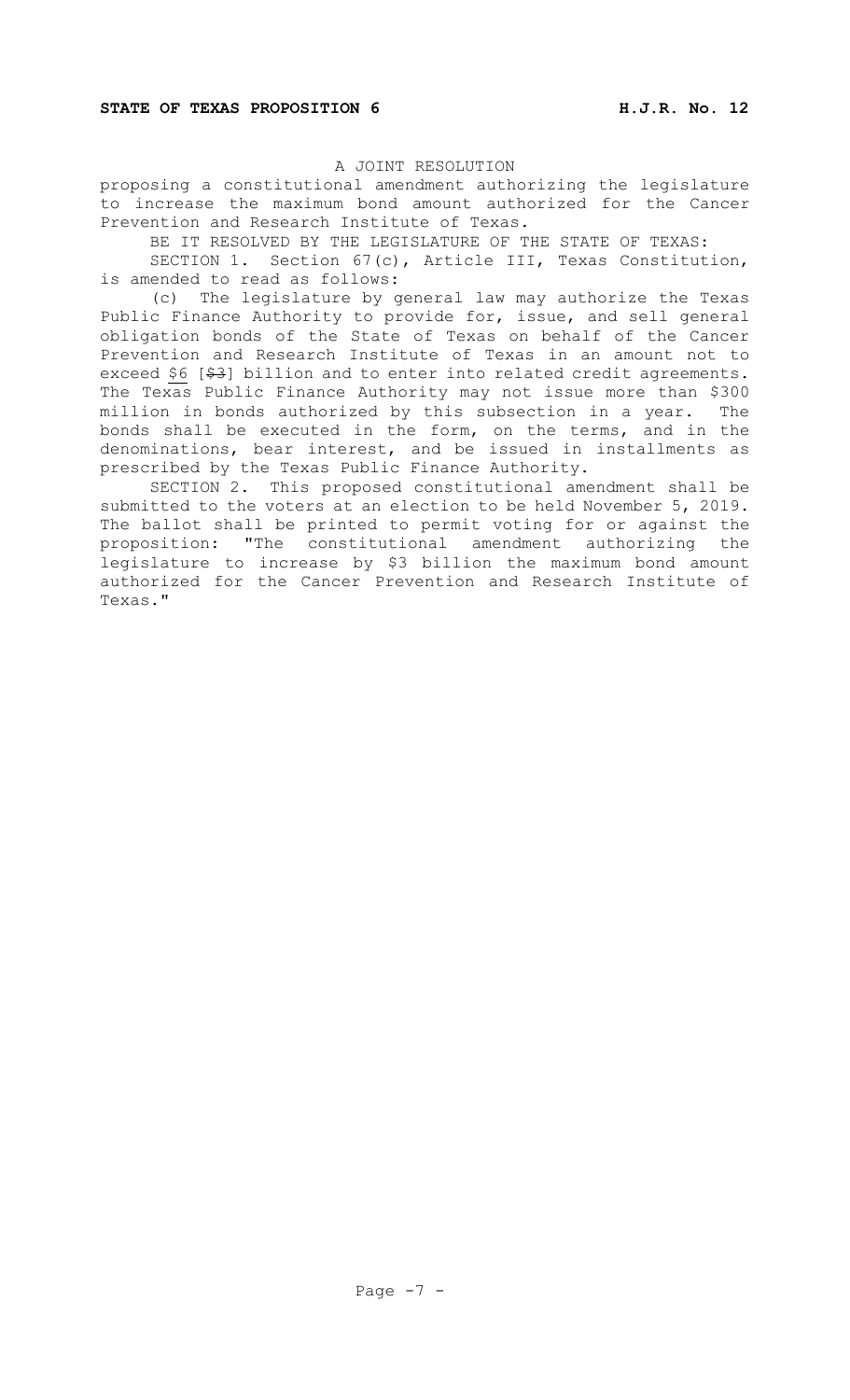**STATE OF TEXAS PROPOSITION 6** **H.J.R. No. 12**

A JOINT RESOLUTION

proposing a constitutional amendment authorizing the legislature to increase the maximum bond amount authorized for the Cancer Prevention and Research Institute of Texas.

BE IT RESOLVED BY THE LEGISLATURE OF THE STATE OF TEXAS:

SECTION 1. Section 67(c), Article III, Texas Constitution, is amended to read as follows:

(c) The legislature by general law may authorize the Texas Public Finance Authority to provide for, issue, and sell general obligation bonds of the State of Texas on behalf of the Cancer Prevention and Research Institute of Texas in an amount not to exceed <u>$6</u> [~~$3~~] billion and to enter into related credit agreements. The Texas Public Finance Authority may not issue more than $300 million in bonds authorized by this subsection in a year. The bonds shall be executed in the form, on the terms, and in the denominations, bear interest, and be issued in installments as prescribed by the Texas Public Finance Authority.

SECTION 2. This proposed constitutional amendment shall be submitted to the voters at an election to be held November 5, 2019. The ballot shall be printed to permit voting for or against the proposition: "The constitutional amendment authorizing the legislature to increase by $3 billion the maximum bond amount authorized for the Cancer Prevention and Research Institute of Texas."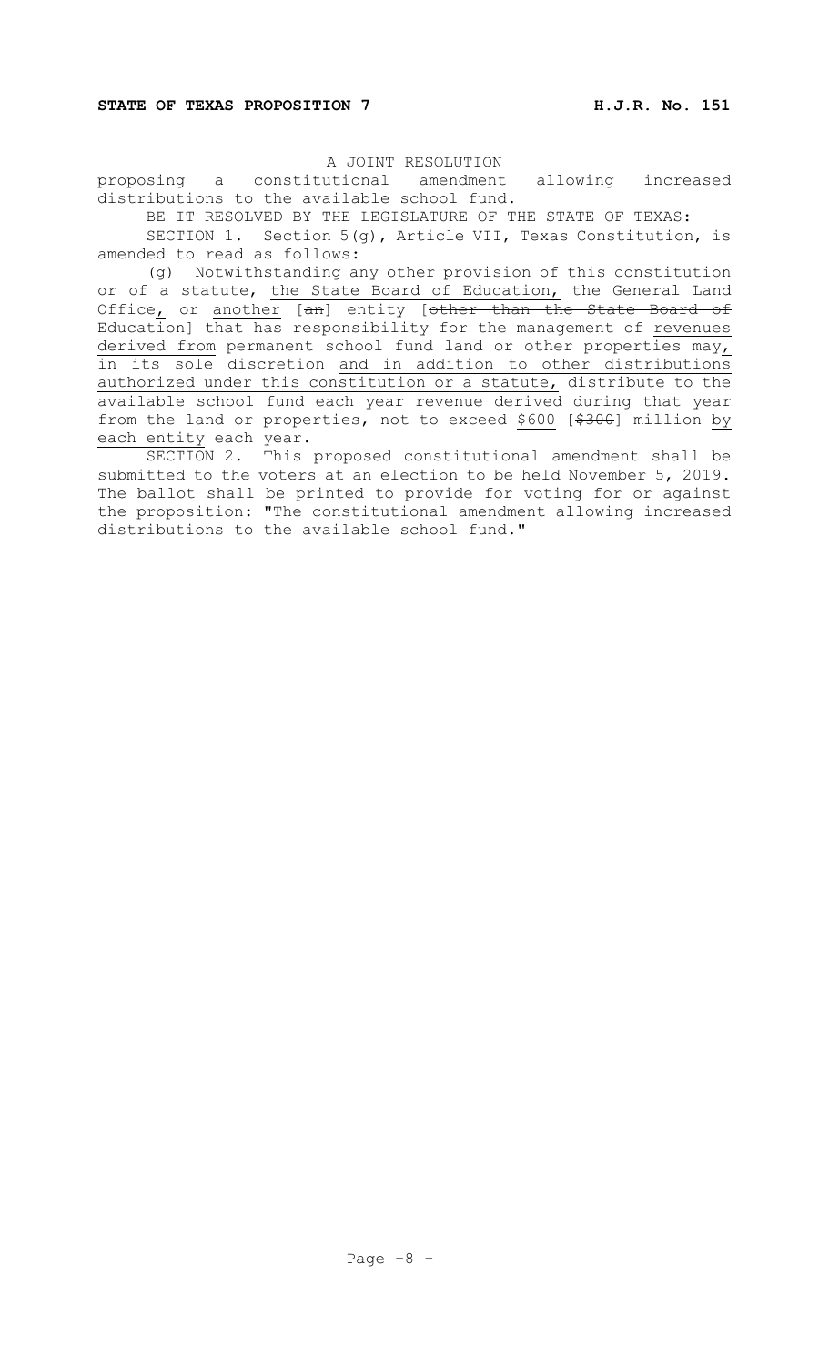**STATE OF TEXAS PROPOSITION 7** **H.J.R. No. 151**

A JOINT RESOLUTION

proposing a constitutional amendment allowing increased distributions to the available school fund.

BE IT RESOLVED BY THE LEGISLATURE OF THE STATE OF TEXAS:

SECTION 1. Section 5(g), Article VII, Texas Constitution, is amended to read as follows:

(g) Notwithstanding any other provision of this constitution or of a statute, the State Board of Education, the General Land Office, or another [~~an~~] entity [~~other than the State Board of Education~~] that has responsibility for the management of revenues derived from permanent school fund land or other properties may, in its sole discretion and in addition to other distributions authorized under this constitution or a statute, distribute to the available school fund each year revenue derived during that year from the land or properties, not to exceed $600 [~~$300~~] million by each entity each year.

SECTION 2. This proposed constitutional amendment shall be submitted to the voters at an election to be held November 5, 2019. The ballot shall be printed to provide for voting for or against the proposition: "The constitutional amendment allowing increased distributions to the available school fund."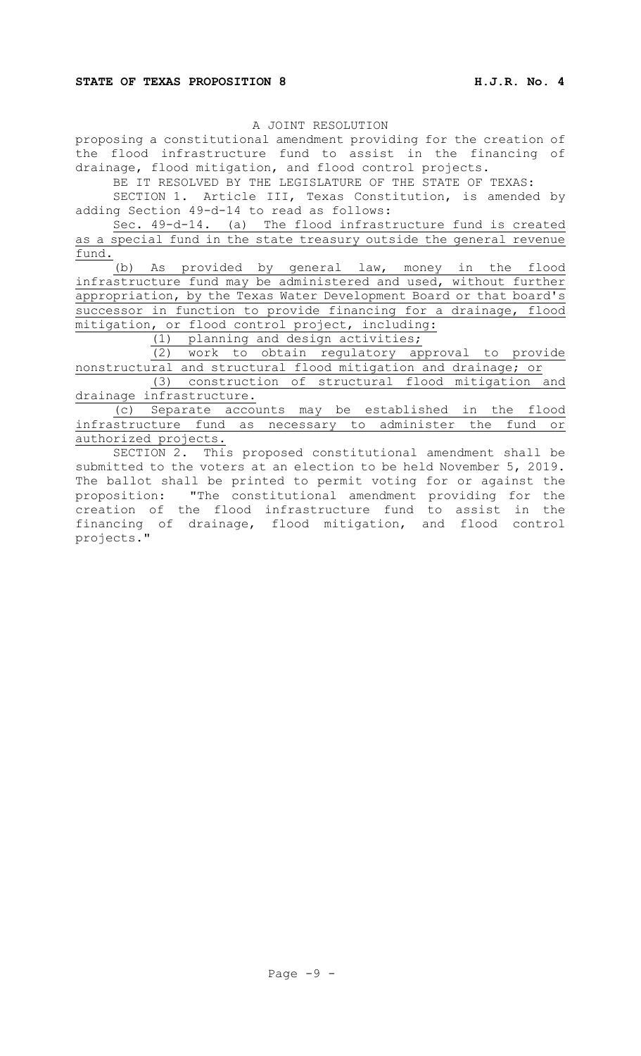**STATE OF TEXAS PROPOSITION 8** **H.J.R. No. 4**

A JOINT RESOLUTION

proposing a constitutional amendment providing for the creation of the flood infrastructure fund to assist in the financing of drainage, flood mitigation, and flood control projects.

BE IT RESOLVED BY THE LEGISLATURE OF THE STATE OF TEXAS:

SECTION 1. Article III, Texas Constitution, is amended by adding Section 49-d-14 to read as follows:

Sec. 49-d-14. (a) The flood infrastructure fund is created as a special fund in the state treasury outside the general revenue fund.

(b) As provided by general law, money in the flood infrastructure fund may be administered and used, without further appropriation, by the Texas Water Development Board or that board's successor in function to provide financing for a drainage, flood mitigation, or flood control project, including:

(1) planning and design activities;

(2) work to obtain regulatory approval to provide nonstructural and structural flood mitigation and drainage; or

(3) construction of structural flood mitigation and drainage infrastructure.

(c) Separate accounts may be established in the flood infrastructure fund as necessary to administer the fund or authorized projects.

SECTION 2. This proposed constitutional amendment shall be submitted to the voters at an election to be held November 5, 2019. The ballot shall be printed to permit voting for or against the proposition: "The constitutional amendment providing for the creation of the flood infrastructure fund to assist in the financing of drainage, flood mitigation, and flood control projects."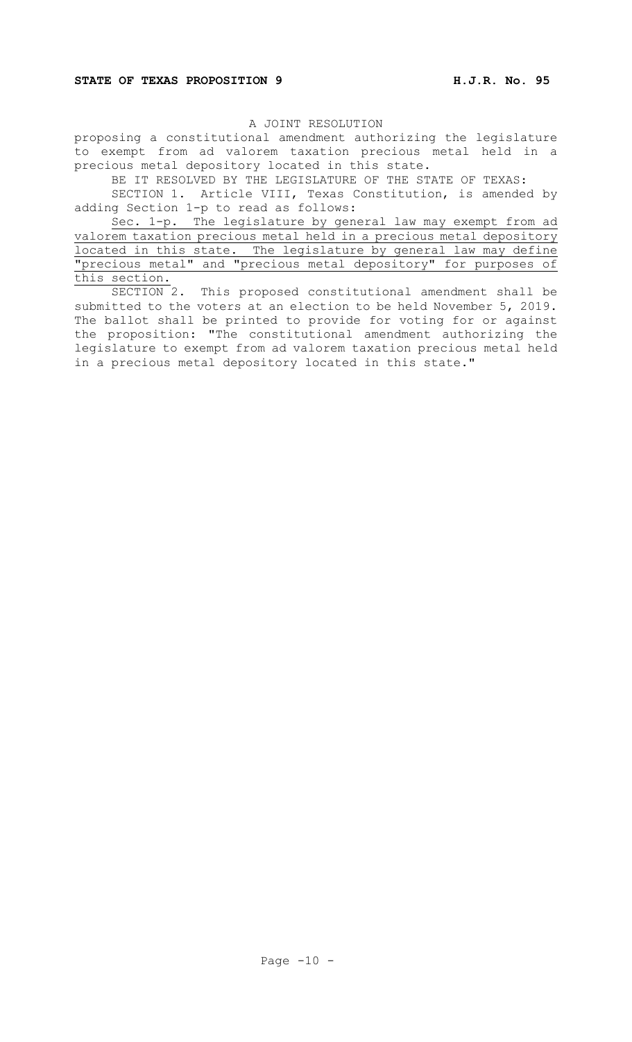**STATE OF TEXAS PROPOSITION 9** **H.J.R. No. 95**

A JOINT RESOLUTION

proposing a constitutional amendment authorizing the legislature to exempt from ad valorem taxation precious metal held in a precious metal depository located in this state.

BE IT RESOLVED BY THE LEGISLATURE OF THE STATE OF TEXAS:

SECTION 1. Article VIII, Texas Constitution, is amended by adding Section 1-p to read as follows:

<u>Sec. 1-p. The legislature by general law may exempt from ad valorem taxation precious metal held in a precious metal depository located in this state. The legislature by general law may define "precious metal" and "precious metal depository" for purposes of this section.</u>

SECTION 2. This proposed constitutional amendment shall be submitted to the voters at an election to be held November 5, 2019. The ballot shall be printed to provide for voting for or against the proposition: "The constitutional amendment authorizing the legislature to exempt from ad valorem taxation precious metal held in a precious metal depository located in this state."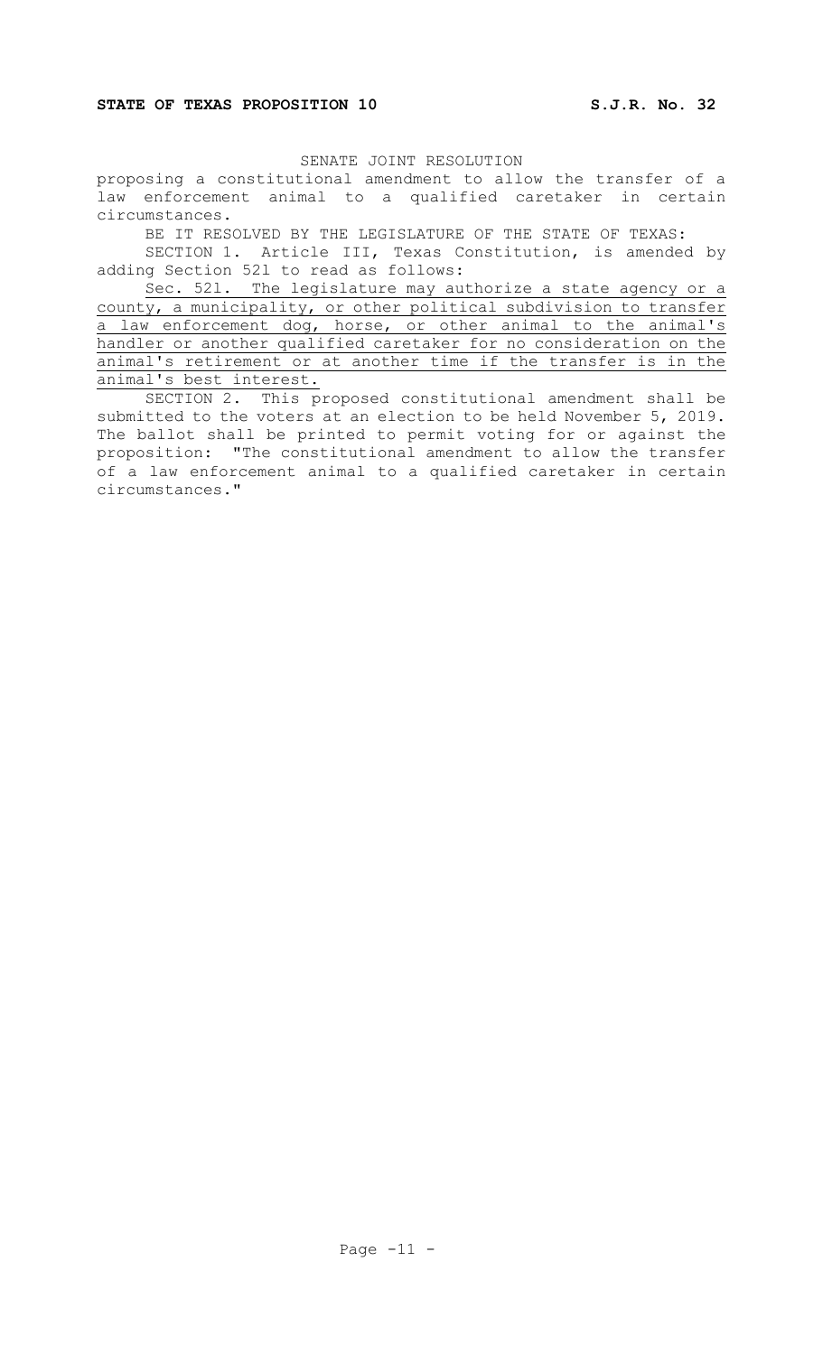**STATE OF TEXAS PROPOSITION 10** **S.J.R. No. 32**

SENATE JOINT RESOLUTION

proposing a constitutional amendment to allow the transfer of a law enforcement animal to a qualified caretaker in certain circumstances.

BE IT RESOLVED BY THE LEGISLATURE OF THE STATE OF TEXAS:

SECTION 1. Article III, Texas Constitution, is amended by adding Section 52l to read as follows:

<u>Sec. 52l. The legislature may authorize a state agency or a county, a municipality, or other political subdivision to transfer a law enforcement dog, horse, or other animal to the animal's handler or another qualified caretaker for no consideration on the animal's retirement or at another time if the transfer is in the animal's best interest.</u>

SECTION 2. This proposed constitutional amendment shall be submitted to the voters at an election to be held November 5, 2019. The ballot shall be printed to permit voting for or against the proposition: "The constitutional amendment to allow the transfer of a law enforcement animal to a qualified caretaker in certain circumstances."